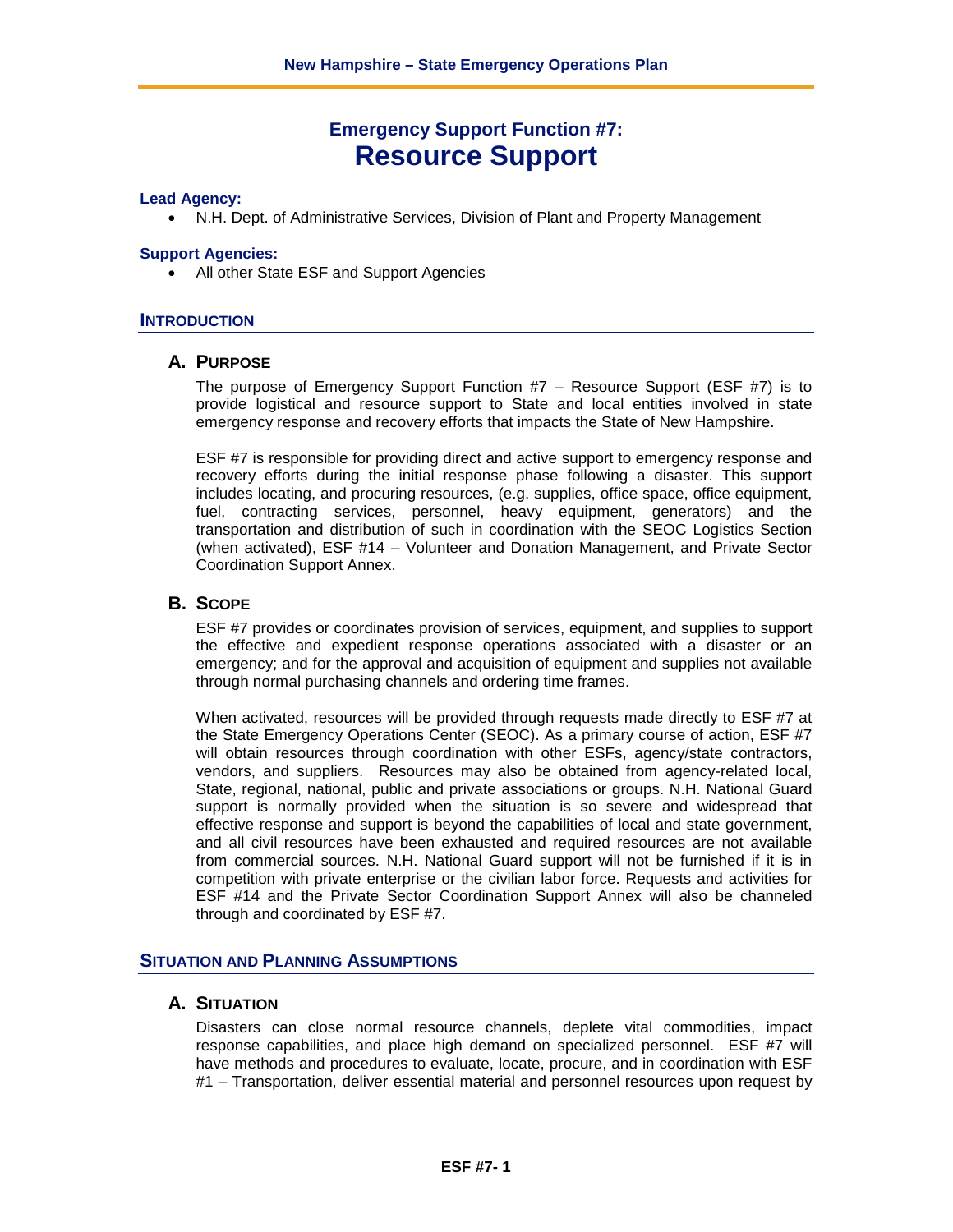# Emergency Support Function #7: Resource Support

**Lead Agency:**

- N.H. Dept. of Administrative Services, Division of Plant and Property Management

**Support Agencies:**

- All other State ESF and Support Agencies

## INTRODUCTION

### A. PURPOSE

The purpose of Emergency Support Function #7 – Resource Support (ESF #7) is to provide logistical and resource support to State and local entities involved in state emergency response and recovery efforts that impacts the State of New Hampshire.

ESF #7 is responsible for providing direct and active support to emergency response and recovery efforts during the initial response phase following a disaster. This support includes locating, and procuring resources, (e.g. supplies, office space, office equipment, fuel, contracting services, personnel, heavy equipment, generators) and the transportation and distribution of such in coordination with the SEOC Logistics Section (when activated), ESF #14 – Volunteer and Donation Management, and Private Sector Coordination Support Annex.

### B. SCOPE

ESF #7 provides or coordinates provision of services, equipment, and supplies to support the effective and expedient response operations associated with a disaster or an emergency; and for the approval and acquisition of equipment and supplies not available through normal purchasing channels and ordering time frames.

When activated, resources will be provided through requests made directly to ESF #7 at the State Emergency Operations Center (SEOC). As a primary course of action, ESF #7 will obtain resources through coordination with other ESFs, agency/state contractors, vendors, and suppliers. Resources may also be obtained from agency-related local, State, regional, national, public and private associations or groups. N.H. National Guard support is normally provided when the situation is so severe and widespread that effective response and support is beyond the capabilities of local and state government, and all civil resources have been exhausted and required resources are not available from commercial sources. N.H. National Guard support will not be furnished if it is in competition with private enterprise or the civilian labor force. Requests and activities for ESF #14 and the Private Sector Coordination Support Annex will also be channeled through and coordinated by ESF #7.

## SITUATION AND PLANNING ASSUMPTIONS

### A. SITUATION

Disasters can close normal resource channels, deplete vital commodities, impact response capabilities, and place high demand on specialized personnel. ESF #7 will have methods and procedures to evaluate, locate, procure, and in coordination with ESF #1 – Transportation, deliver essential material and personnel resources upon request by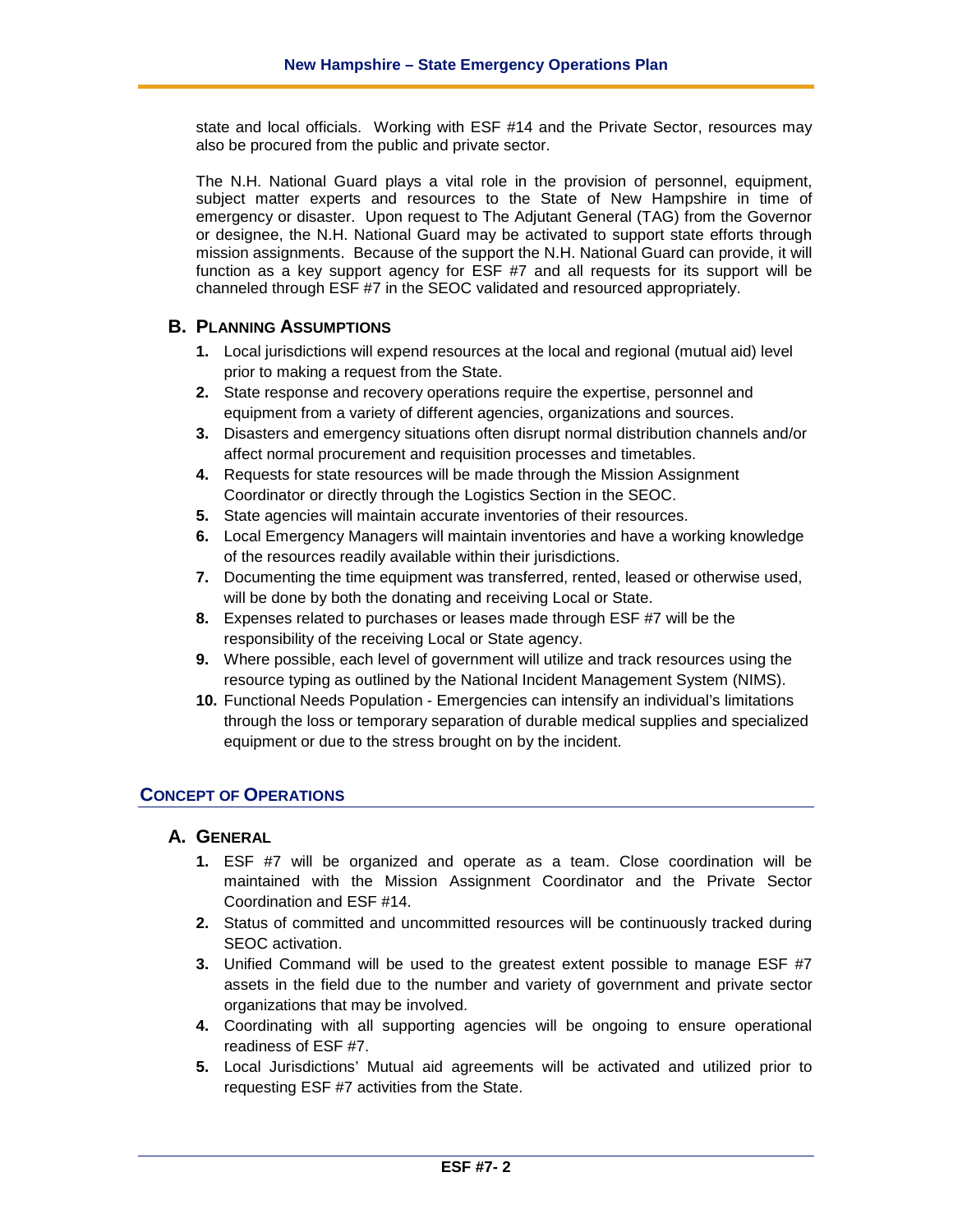state and local officials. Working with ESF #14 and the Private Sector, resources may also be procured from the public and private sector.

The N.H. National Guard plays a vital role in the provision of personnel, equipment, subject matter experts and resources to the State of New Hampshire in time of emergency or disaster. Upon request to The Adjutant General (TAG) from the Governor or designee, the N.H. National Guard may be activated to support state efforts through mission assignments. Because of the support the N.H. National Guard can provide, it will function as a key support agency for ESF #7 and all requests for its support will be channeled through ESF #7 in the SEOC validated and resourced appropriately.

### B. Planning Assumptions

1. Local jurisdictions will expend resources at the local and regional (mutual aid) level prior to making a request from the State.
2. State response and recovery operations require the expertise, personnel and equipment from a variety of different agencies, organizations and sources.
3. Disasters and emergency situations often disrupt normal distribution channels and/or affect normal procurement and requisition processes and timetables.
4. Requests for state resources will be made through the Mission Assignment Coordinator or directly through the Logistics Section in the SEOC.
5. State agencies will maintain accurate inventories of their resources.
6. Local Emergency Managers will maintain inventories and have a working knowledge of the resources readily available within their jurisdictions.
7. Documenting the time equipment was transferred, rented, leased or otherwise used, will be done by both the donating and receiving Local or State.
8. Expenses related to purchases or leases made through ESF #7 will be the responsibility of the receiving Local or State agency.
9. Where possible, each level of government will utilize and track resources using the resource typing as outlined by the National Incident Management System (NIMS).
10. Functional Needs Population - Emergencies can intensify an individual's limitations through the loss or temporary separation of durable medical supplies and specialized equipment or due to the stress brought on by the incident.

## Concept of Operations

### A. General

1. ESF #7 will be organized and operate as a team. Close coordination will be maintained with the Mission Assignment Coordinator and the Private Sector Coordination and ESF #14.
2. Status of committed and uncommitted resources will be continuously tracked during SEOC activation.
3. Unified Command will be used to the greatest extent possible to manage ESF #7 assets in the field due to the number and variety of government and private sector organizations that may be involved.
4. Coordinating with all supporting agencies will be ongoing to ensure operational readiness of ESF #7.
5. Local Jurisdictions' Mutual aid agreements will be activated and utilized prior to requesting ESF #7 activities from the State.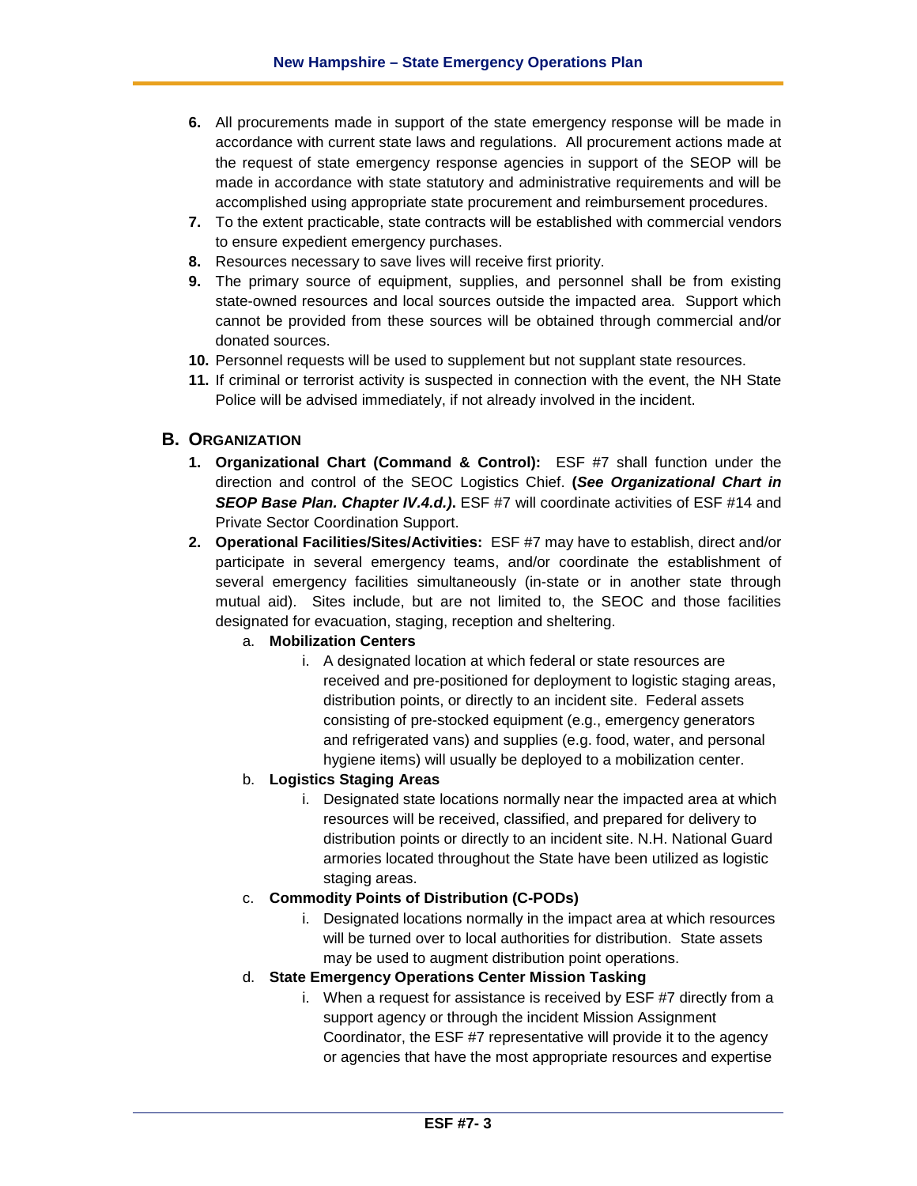6. All procurements made in support of the state emergency response will be made in accordance with current state laws and regulations. All procurement actions made at the request of state emergency response agencies in support of the SEOP will be made in accordance with state statutory and administrative requirements and will be accomplished using appropriate state procurement and reimbursement procedures.
7. To the extent practicable, state contracts will be established with commercial vendors to ensure expedient emergency purchases.
8. Resources necessary to save lives will receive first priority.
9. The primary source of equipment, supplies, and personnel shall be from existing state-owned resources and local sources outside the impacted area. Support which cannot be provided from these sources will be obtained through commercial and/or donated sources.
10. Personnel requests will be used to supplement but not supplant state resources.
11. If criminal or terrorist activity is suspected in connection with the event, the NH State Police will be advised immediately, if not already involved in the incident.

## B. Organization

1. **Organizational Chart (Command & Control):** ESF #7 shall function under the direction and control of the SEOC Logistics Chief. **(*See Organizational Chart in SEOP Base Plan. Chapter IV.4.d.)*.** ESF #7 will coordinate activities of ESF #14 and Private Sector Coordination Support.
2. **Operational Facilities/Sites/Activities:** ESF #7 may have to establish, direct and/or participate in several emergency teams, and/or coordinate the establishment of several emergency facilities simultaneously (in-state or in another state through mutual aid). Sites include, but are not limited to, the SEOC and those facilities designated for evacuation, staging, reception and sheltering.
   a. **Mobilization Centers**
      i. A designated location at which federal or state resources are received and pre-positioned for deployment to logistic staging areas, distribution points, or directly to an incident site. Federal assets consisting of pre-stocked equipment (e.g., emergency generators and refrigerated vans) and supplies (e.g. food, water, and personal hygiene items) will usually be deployed to a mobilization center.
   
   b. **Logistics Staging Areas**
      i. Designated state locations normally near the impacted area at which resources will be received, classified, and prepared for delivery to distribution points or directly to an incident site. N.H. National Guard armories located throughout the State have been utilized as logistic staging areas.
   
   c. **Commodity Points of Distribution (C-PODs)**
      i. Designated locations normally in the impact area at which resources will be turned over to local authorities for distribution. State assets may be used to augment distribution point operations.
   
   d. **State Emergency Operations Center Mission Tasking**
      i. When a request for assistance is received by ESF #7 directly from a support agency or through the incident Mission Assignment Coordinator, the ESF #7 representative will provide it to the agency or agencies that have the most appropriate resources and expertise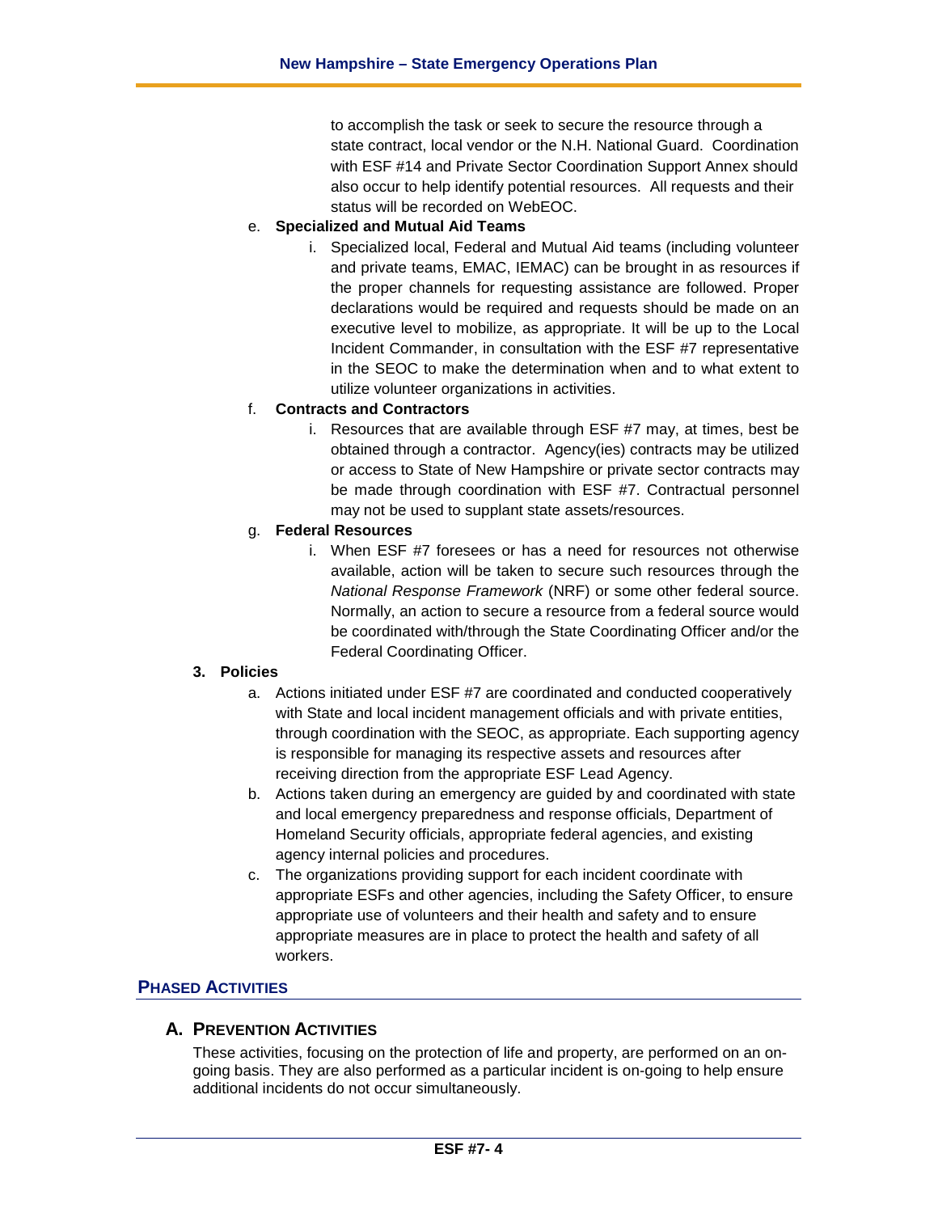to accomplish the task or seek to secure the resource through a state contract, local vendor or the N.H. National Guard. Coordination with ESF #14 and Private Sector Coordination Support Annex should also occur to help identify potential resources. All requests and their status will be recorded on WebEOC.

e. **Specialized and Mutual Aid Teams**
   i. Specialized local, Federal and Mutual Aid teams (including volunteer and private teams, EMAC, IEMAC) can be brought in as resources if the proper channels for requesting assistance are followed. Proper declarations would be required and requests should be made on an executive level to mobilize, as appropriate. It will be up to the Local Incident Commander, in consultation with the ESF #7 representative in the SEOC to make the determination when and to what extent to utilize volunteer organizations in activities.

f. **Contracts and Contractors**
   i. Resources that are available through ESF #7 may, at times, best be obtained through a contractor. Agency(ies) contracts may be utilized or access to State of New Hampshire or private sector contracts may be made through coordination with ESF #7. Contractual personnel may not be used to supplant state assets/resources.

g. **Federal Resources**
   i. When ESF #7 foresees or has a need for resources not otherwise available, action will be taken to secure such resources through the *National Response Framework* (NRF) or some other federal source. Normally, an action to secure a resource from a federal source would be coordinated with/through the State Coordinating Officer and/or the Federal Coordinating Officer.

**3. Policies**

a. Actions initiated under ESF #7 are coordinated and conducted cooperatively with State and local incident management officials and with private entities, through coordination with the SEOC, as appropriate. Each supporting agency is responsible for managing its respective assets and resources after receiving direction from the appropriate ESF Lead Agency.

b. Actions taken during an emergency are guided by and coordinated with state and local emergency preparedness and response officials, Department of Homeland Security officials, appropriate federal agencies, and existing agency internal policies and procedures.

c. The organizations providing support for each incident coordinate with appropriate ESFs and other agencies, including the Safety Officer, to ensure appropriate use of volunteers and their health and safety and to ensure appropriate measures are in place to protect the health and safety of all workers.

## PHASED ACTIVITIES

### A. PREVENTION ACTIVITIES

These activities, focusing on the protection of life and property, are performed on an on-going basis. They are also performed as a particular incident is on-going to help ensure additional incidents do not occur simultaneously.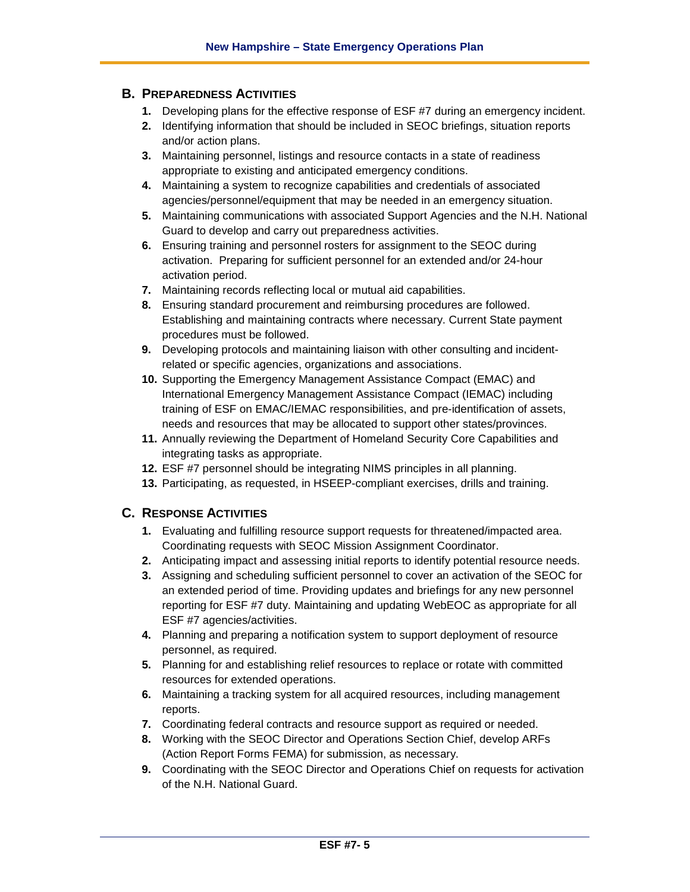## B. Preparedness Activities

1. Developing plans for the effective response of ESF #7 during an emergency incident.
2. Identifying information that should be included in SEOC briefings, situation reports and/or action plans.
3. Maintaining personnel, listings and resource contacts in a state of readiness appropriate to existing and anticipated emergency conditions.
4. Maintaining a system to recognize capabilities and credentials of associated agencies/personnel/equipment that may be needed in an emergency situation.
5. Maintaining communications with associated Support Agencies and the N.H. National Guard to develop and carry out preparedness activities.
6. Ensuring training and personnel rosters for assignment to the SEOC during activation. Preparing for sufficient personnel for an extended and/or 24-hour activation period.
7. Maintaining records reflecting local or mutual aid capabilities.
8. Ensuring standard procurement and reimbursing procedures are followed. Establishing and maintaining contracts where necessary. Current State payment procedures must be followed.
9. Developing protocols and maintaining liaison with other consulting and incident-related or specific agencies, organizations and associations.
10. Supporting the Emergency Management Assistance Compact (EMAC) and International Emergency Management Assistance Compact (IEMAC) including training of ESF on EMAC/IEMAC responsibilities, and pre-identification of assets, needs and resources that may be allocated to support other states/provinces.
11. Annually reviewing the Department of Homeland Security Core Capabilities and integrating tasks as appropriate.
12. ESF #7 personnel should be integrating NIMS principles in all planning.
13. Participating, as requested, in HSEEP-compliant exercises, drills and training.

## C. Response Activities

1. Evaluating and fulfilling resource support requests for threatened/impacted area. Coordinating requests with SEOC Mission Assignment Coordinator.
2. Anticipating impact and assessing initial reports to identify potential resource needs.
3. Assigning and scheduling sufficient personnel to cover an activation of the SEOC for an extended period of time. Providing updates and briefings for any new personnel reporting for ESF #7 duty. Maintaining and updating WebEOC as appropriate for all ESF #7 agencies/activities.
4. Planning and preparing a notification system to support deployment of resource personnel, as required.
5. Planning for and establishing relief resources to replace or rotate with committed resources for extended operations.
6. Maintaining a tracking system for all acquired resources, including management reports.
7. Coordinating federal contracts and resource support as required or needed.
8. Working with the SEOC Director and Operations Section Chief, develop ARFs (Action Report Forms FEMA) for submission, as necessary.
9. Coordinating with the SEOC Director and Operations Chief on requests for activation of the N.H. National Guard.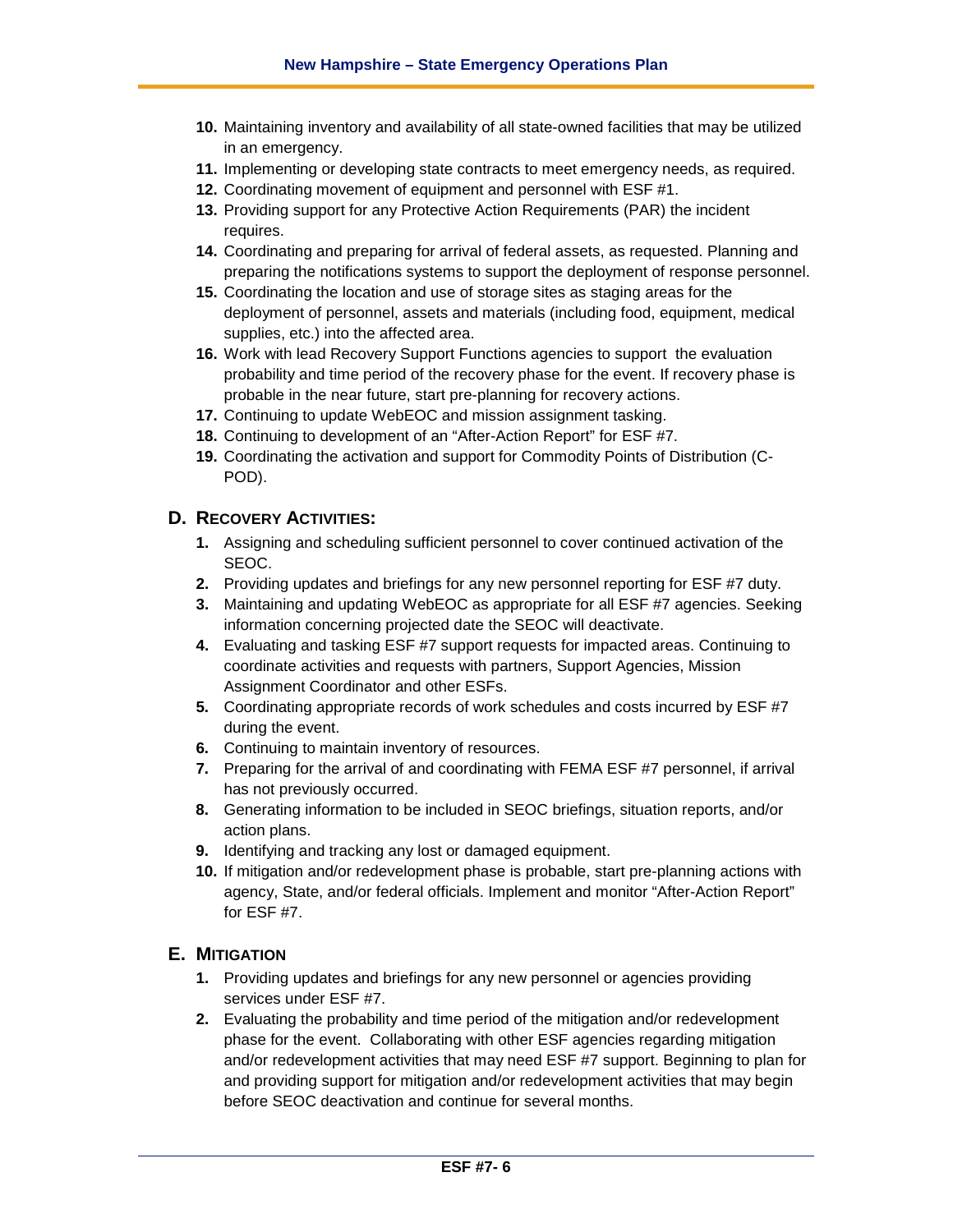10. Maintaining inventory and availability of all state-owned facilities that may be utilized in an emergency.
11. Implementing or developing state contracts to meet emergency needs, as required.
12. Coordinating movement of equipment and personnel with ESF #1.
13. Providing support for any Protective Action Requirements (PAR) the incident requires.
14. Coordinating and preparing for arrival of federal assets, as requested. Planning and preparing the notifications systems to support the deployment of response personnel.
15. Coordinating the location and use of storage sites as staging areas for the deployment of personnel, assets and materials (including food, equipment, medical supplies, etc.) into the affected area.
16. Work with lead Recovery Support Functions agencies to support the evaluation probability and time period of the recovery phase for the event. If recovery phase is probable in the near future, start pre-planning for recovery actions.
17. Continuing to update WebEOC and mission assignment tasking.
18. Continuing to development of an “After-Action Report” for ESF #7.
19. Coordinating the activation and support for Commodity Points of Distribution (C-POD).

## D. Recovery Activities:

1. Assigning and scheduling sufficient personnel to cover continued activation of the SEOC.
2. Providing updates and briefings for any new personnel reporting for ESF #7 duty.
3. Maintaining and updating WebEOC as appropriate for all ESF #7 agencies. Seeking information concerning projected date the SEOC will deactivate.
4. Evaluating and tasking ESF #7 support requests for impacted areas. Continuing to coordinate activities and requests with partners, Support Agencies, Mission Assignment Coordinator and other ESFs.
5. Coordinating appropriate records of work schedules and costs incurred by ESF #7 during the event.
6. Continuing to maintain inventory of resources.
7. Preparing for the arrival of and coordinating with FEMA ESF #7 personnel, if arrival has not previously occurred.
8. Generating information to be included in SEOC briefings, situation reports, and/or action plans.
9. Identifying and tracking any lost or damaged equipment.
10. If mitigation and/or redevelopment phase is probable, start pre-planning actions with agency, State, and/or federal officials. Implement and monitor “After-Action Report” for ESF #7.

## E. Mitigation

1. Providing updates and briefings for any new personnel or agencies providing services under ESF #7.
2. Evaluating the probability and time period of the mitigation and/or redevelopment phase for the event. Collaborating with other ESF agencies regarding mitigation and/or redevelopment activities that may need ESF #7 support. Beginning to plan for and providing support for mitigation and/or redevelopment activities that may begin before SEOC deactivation and continue for several months.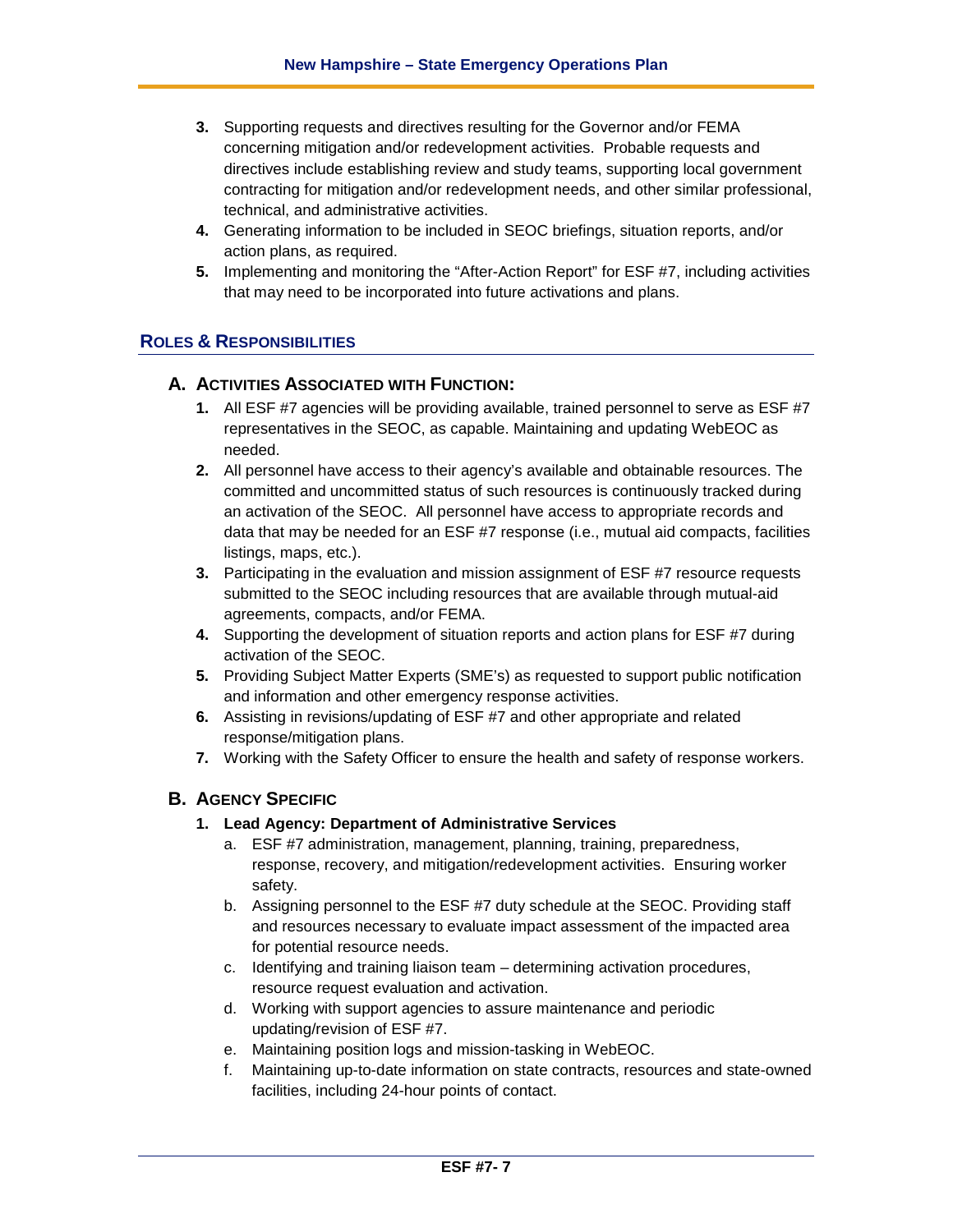3. Supporting requests and directives resulting for the Governor and/or FEMA concerning mitigation and/or redevelopment activities. Probable requests and directives include establishing review and study teams, supporting local government contracting for mitigation and/or redevelopment needs, and other similar professional, technical, and administrative activities.
4. Generating information to be included in SEOC briefings, situation reports, and/or action plans, as required.
5. Implementing and monitoring the "After-Action Report" for ESF #7, including activities that may need to be incorporated into future activations and plans.

## ROLES & RESPONSIBILITIES

### A. ACTIVITIES ASSOCIATED WITH FUNCTION:

1. All ESF #7 agencies will be providing available, trained personnel to serve as ESF #7 representatives in the SEOC, as capable. Maintaining and updating WebEOC as needed.
2. All personnel have access to their agency's available and obtainable resources. The committed and uncommitted status of such resources is continuously tracked during an activation of the SEOC. All personnel have access to appropriate records and data that may be needed for an ESF #7 response (i.e., mutual aid compacts, facilities listings, maps, etc.).
3. Participating in the evaluation and mission assignment of ESF #7 resource requests submitted to the SEOC including resources that are available through mutual-aid agreements, compacts, and/or FEMA.
4. Supporting the development of situation reports and action plans for ESF #7 during activation of the SEOC.
5. Providing Subject Matter Experts (SME's) as requested to support public notification and information and other emergency response activities.
6. Assisting in revisions/updating of ESF #7 and other appropriate and related response/mitigation plans.
7. Working with the Safety Officer to ensure the health and safety of response workers.

### B. AGENCY SPECIFIC

1. **Lead Agency: Department of Administrative Services**
   a. ESF #7 administration, management, planning, training, preparedness, response, recovery, and mitigation/redevelopment activities. Ensuring worker safety.
   b. Assigning personnel to the ESF #7 duty schedule at the SEOC. Providing staff and resources necessary to evaluate impact assessment of the impacted area for potential resource needs.
   c. Identifying and training liaison team – determining activation procedures, resource request evaluation and activation.
   d. Working with support agencies to assure maintenance and periodic updating/revision of ESF #7.
   e. Maintaining position logs and mission-tasking in WebEOC.
   f. Maintaining up-to-date information on state contracts, resources and state-owned facilities, including 24-hour points of contact.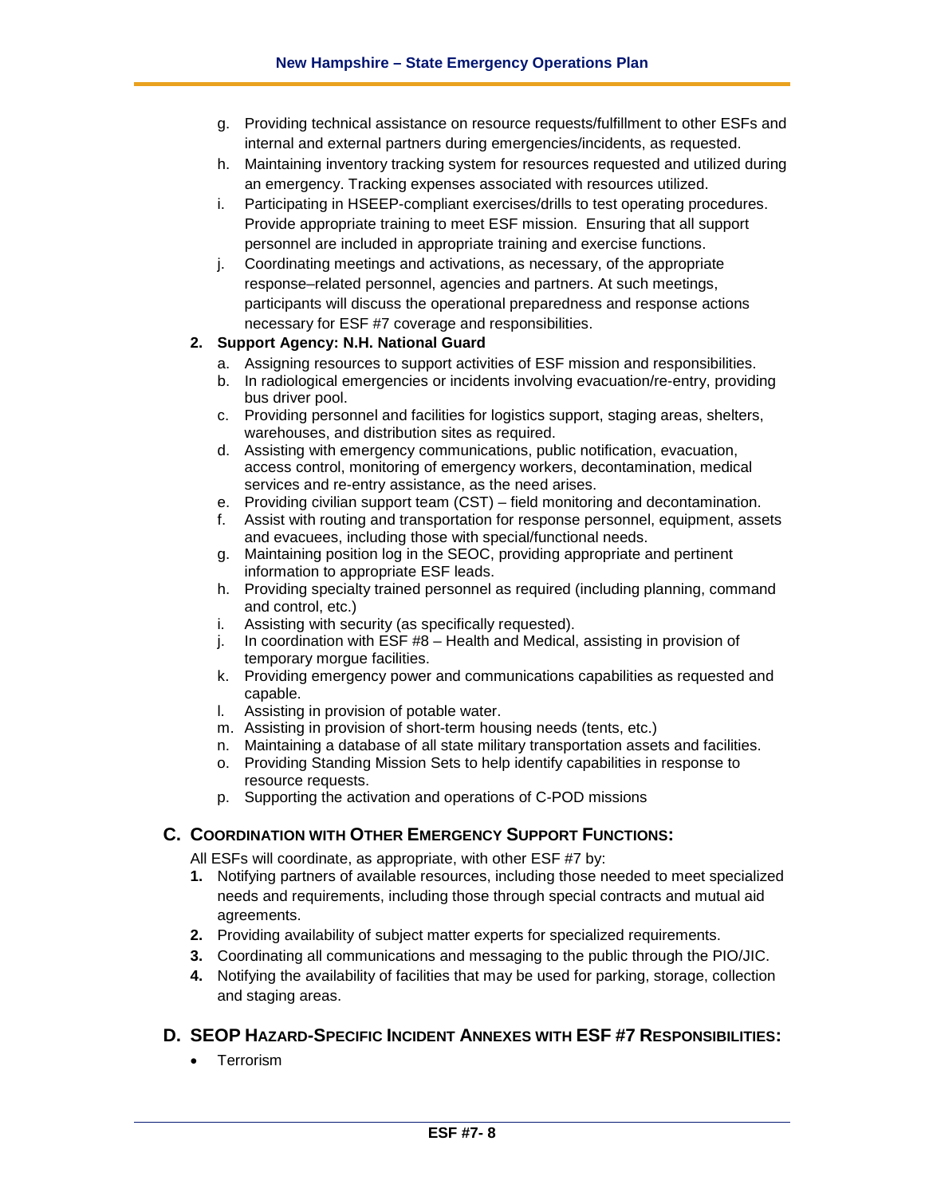g. Providing technical assistance on resource requests/fulfillment to other ESFs and internal and external partners during emergencies/incidents, as requested.
h. Maintaining inventory tracking system for resources requested and utilized during an emergency. Tracking expenses associated with resources utilized.
i. Participating in HSEEP-compliant exercises/drills to test operating procedures. Provide appropriate training to meet ESF mission. Ensuring that all support personnel are included in appropriate training and exercise functions.
j. Coordinating meetings and activations, as necessary, of the appropriate response–related personnel, agencies and partners. At such meetings, participants will discuss the operational preparedness and response actions necessary for ESF #7 coverage and responsibilities.

**2. Support Agency: N.H. National Guard**

a. Assigning resources to support activities of ESF mission and responsibilities.
b. In radiological emergencies or incidents involving evacuation/re-entry, providing bus driver pool.
c. Providing personnel and facilities for logistics support, staging areas, shelters, warehouses, and distribution sites as required.
d. Assisting with emergency communications, public notification, evacuation, access control, monitoring of emergency workers, decontamination, medical services and re-entry assistance, as the need arises.
e. Providing civilian support team (CST) – field monitoring and decontamination.
f. Assist with routing and transportation for response personnel, equipment, assets and evacuees, including those with special/functional needs.
g. Maintaining position log in the SEOC, providing appropriate and pertinent information to appropriate ESF leads.
h. Providing specialty trained personnel as required (including planning, command and control, etc.)
i. Assisting with security (as specifically requested).
j. In coordination with ESF #8 – Health and Medical, assisting in provision of temporary morgue facilities.
k. Providing emergency power and communications capabilities as requested and capable.
l. Assisting in provision of potable water.
m. Assisting in provision of short-term housing needs (tents, etc.)
n. Maintaining a database of all state military transportation assets and facilities.
o. Providing Standing Mission Sets to help identify capabilities in response to resource requests.
p. Supporting the activation and operations of C-POD missions

## C. Coordination with Other Emergency Support Functions:

All ESFs will coordinate, as appropriate, with other ESF #7 by:

1. Notifying partners of available resources, including those needed to meet specialized needs and requirements, including those through special contracts and mutual aid agreements.
2. Providing availability of subject matter experts for specialized requirements.
3. Coordinating all communications and messaging to the public through the PIO/JIC.
4. Notifying the availability of facilities that may be used for parking, storage, collection and staging areas.

## D. SEOP Hazard-Specific Incident Annexes with ESF #7 Responsibilities:

- Terrorism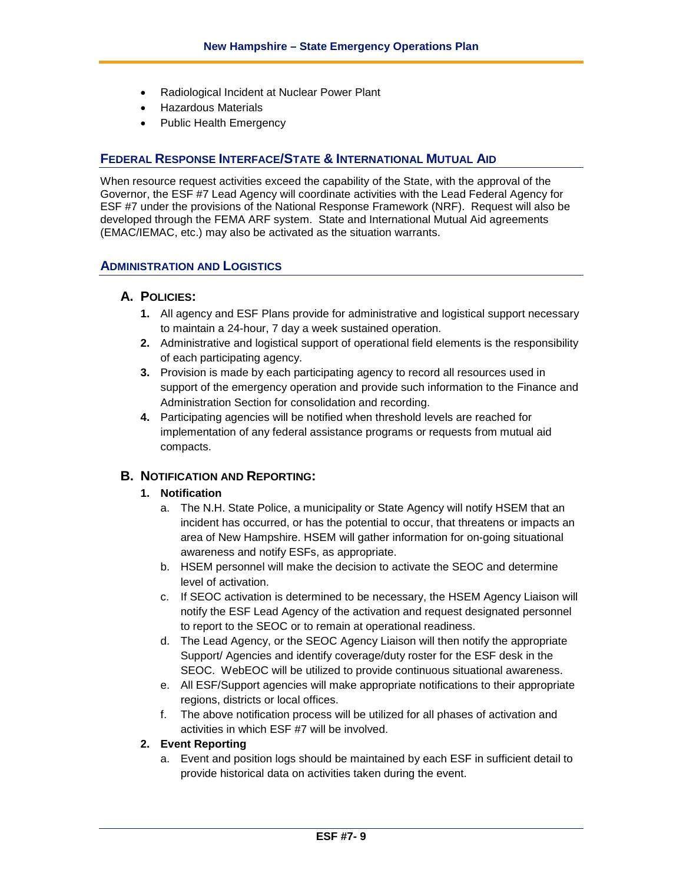- Radiological Incident at Nuclear Power Plant
- Hazardous Materials
- Public Health Emergency

## Federal Response Interface/State & International Mutual Aid

When resource request activities exceed the capability of the State, with the approval of the Governor, the ESF #7 Lead Agency will coordinate activities with the Lead Federal Agency for ESF #7 under the provisions of the National Response Framework (NRF). Request will also be developed through the FEMA ARF system. State and International Mutual Aid agreements (EMAC/IEMAC, etc.) may also be activated as the situation warrants.

## Administration and Logistics

### A. Policies:

1. All agency and ESF Plans provide for administrative and logistical support necessary to maintain a 24-hour, 7 day a week sustained operation.
2. Administrative and logistical support of operational field elements is the responsibility of each participating agency.
3. Provision is made by each participating agency to record all resources used in support of the emergency operation and provide such information to the Finance and Administration Section for consolidation and recording.
4. Participating agencies will be notified when threshold levels are reached for implementation of any federal assistance programs or requests from mutual aid compacts.

### B. Notification and Reporting:

1. **Notification**
   a. The N.H. State Police, a municipality or State Agency will notify HSEM that an incident has occurred, or has the potential to occur, that threatens or impacts an area of New Hampshire. HSEM will gather information for on-going situational awareness and notify ESFs, as appropriate.
   b. HSEM personnel will make the decision to activate the SEOC and determine level of activation.
   c. If SEOC activation is determined to be necessary, the HSEM Agency Liaison will notify the ESF Lead Agency of the activation and request designated personnel to report to the SEOC or to remain at operational readiness.
   d. The Lead Agency, or the SEOC Agency Liaison will then notify the appropriate Support/ Agencies and identify coverage/duty roster for the ESF desk in the SEOC. WebEOC will be utilized to provide continuous situational awareness.
   e. All ESF/Support agencies will make appropriate notifications to their appropriate regions, districts or local offices.
   f. The above notification process will be utilized for all phases of activation and activities in which ESF #7 will be involved.
2. **Event Reporting**
   a. Event and position logs should be maintained by each ESF in sufficient detail to provide historical data on activities taken during the event.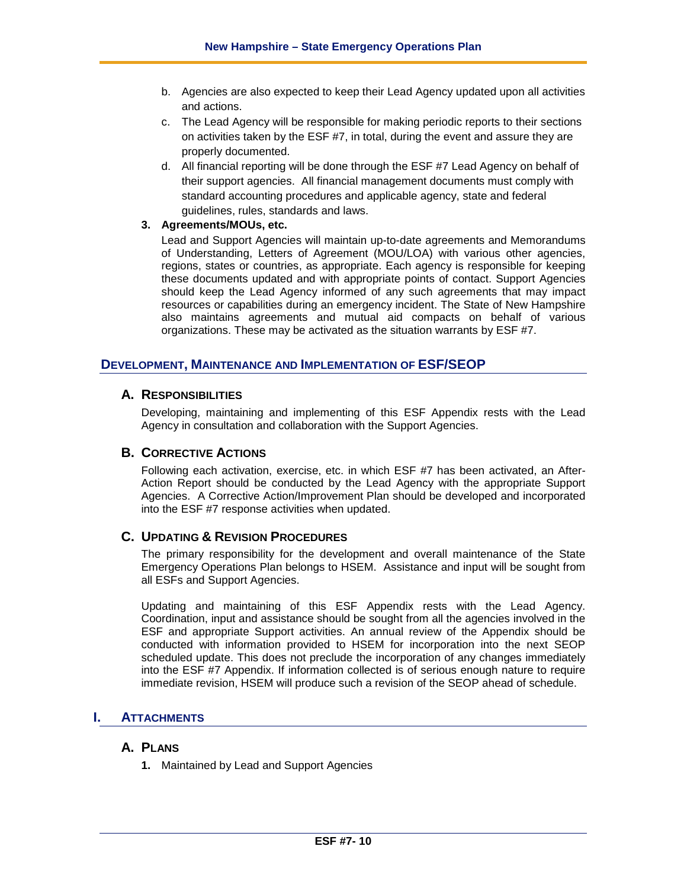b. Agencies are also expected to keep their Lead Agency updated upon all activities and actions.

c. The Lead Agency will be responsible for making periodic reports to their sections on activities taken by the ESF #7, in total, during the event and assure they are properly documented.

d. All financial reporting will be done through the ESF #7 Lead Agency on behalf of their support agencies. All financial management documents must comply with standard accounting procedures and applicable agency, state and federal guidelines, rules, standards and laws.

**3. Agreements/MOUs, etc.**

Lead and Support Agencies will maintain up-to-date agreements and Memorandums of Understanding, Letters of Agreement (MOU/LOA) with various other agencies, regions, states or countries, as appropriate. Each agency is responsible for keeping these documents updated and with appropriate points of contact. Support Agencies should keep the Lead Agency informed of any such agreements that may impact resources or capabilities during an emergency incident. The State of New Hampshire also maintains agreements and mutual aid compacts on behalf of various organizations. These may be activated as the situation warrants by ESF #7.

## DEVELOPMENT, MAINTENANCE AND IMPLEMENTATION OF ESF/SEOP

### A. RESPONSIBILITIES

Developing, maintaining and implementing of this ESF Appendix rests with the Lead Agency in consultation and collaboration with the Support Agencies.

### B. CORRECTIVE ACTIONS

Following each activation, exercise, etc. in which ESF #7 has been activated, an After-Action Report should be conducted by the Lead Agency with the appropriate Support Agencies. A Corrective Action/Improvement Plan should be developed and incorporated into the ESF #7 response activities when updated.

### C. UPDATING & REVISION PROCEDURES

The primary responsibility for the development and overall maintenance of the State Emergency Operations Plan belongs to HSEM. Assistance and input will be sought from all ESFs and Support Agencies.

Updating and maintaining of this ESF Appendix rests with the Lead Agency. Coordination, input and assistance should be sought from all the agencies involved in the ESF and appropriate Support activities. An annual review of the Appendix should be conducted with information provided to HSEM for incorporation into the next SEOP scheduled update. This does not preclude the incorporation of any changes immediately into the ESF #7 Appendix. If information collected is of serious enough nature to require immediate revision, HSEM will produce such a revision of the SEOP ahead of schedule.

## I. ATTACHMENTS

### A. PLANS

**1.** Maintained by Lead and Support Agencies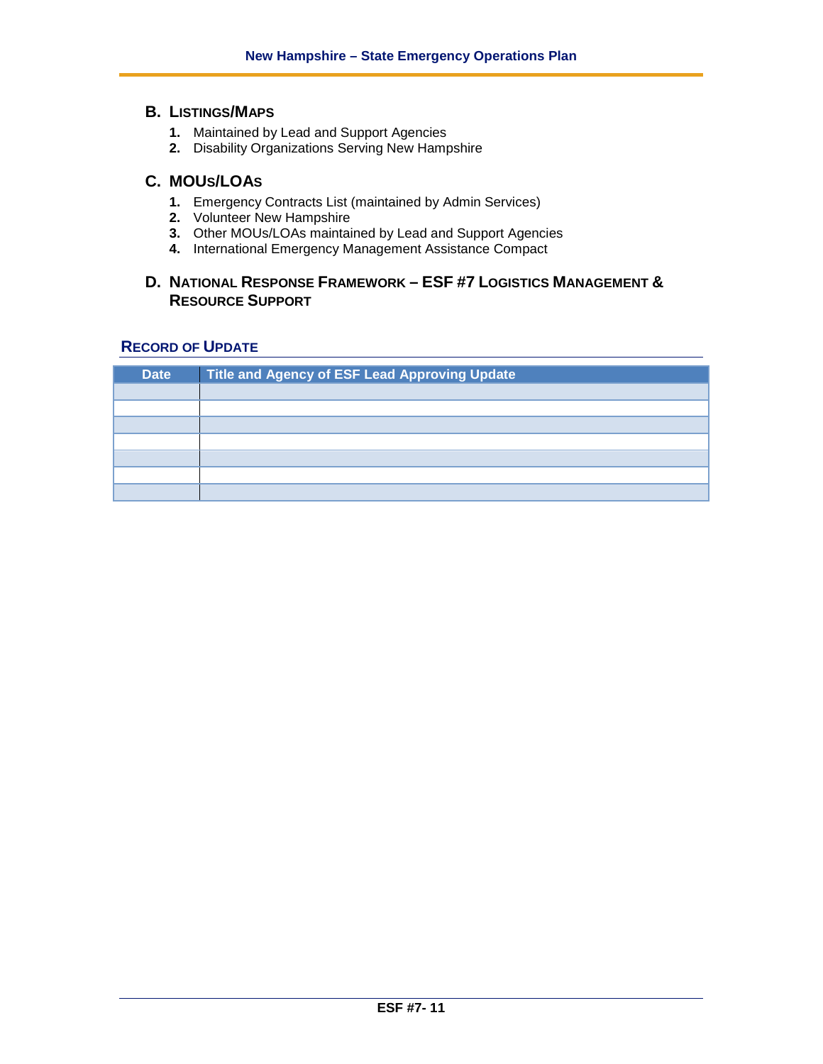### B. Listings/Maps

1. Maintained by Lead and Support Agencies
2. Disability Organizations Serving New Hampshire

### C. MOUs/LOAs

1. Emergency Contracts List (maintained by Admin Services)
2. Volunteer New Hampshire
3. Other MOUs/LOAs maintained by Lead and Support Agencies
4. International Emergency Management Assistance Compact

### D. National Response Framework – ESF #7 Logistics Management & Resource Support

## Record of Update

| Date | Title and Agency of ESF Lead Approving Update |
| --- | --- |
| | |
| | |
| | |
| | |
| | |
| | |
| | |